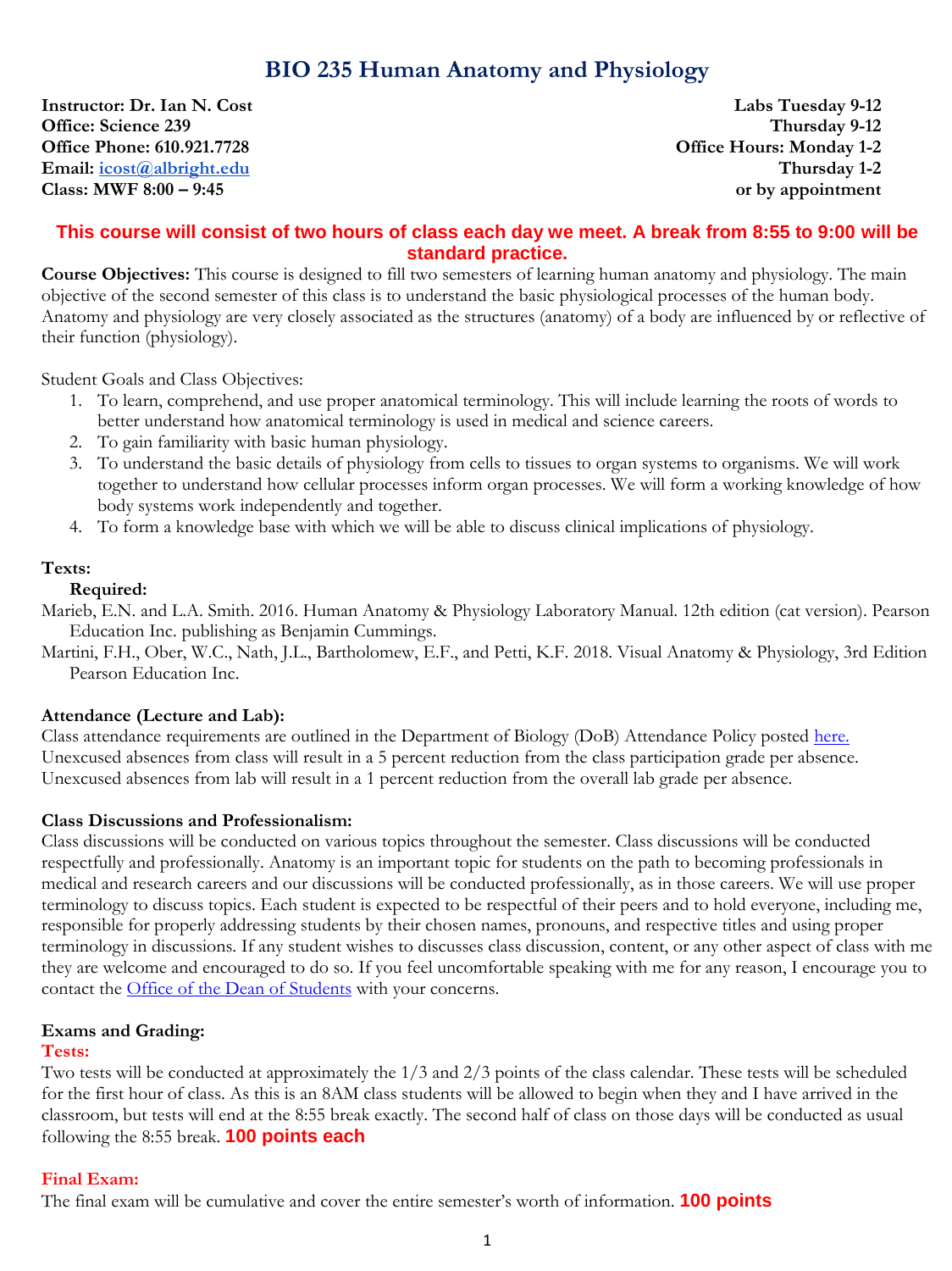# BIO 235 Human Anatomy and Physiology

**Instructor: Dr. Ian N. Cost**
**Office: Science 239**
**Office Phone: 610.921.7728**
**Email: [icost@albright.edu](mailto:icost@albright.edu)**
**Class: MWF 8:00 – 9:45**

**Labs Tuesday 9-12**
**Thursday 9-12**
**Office Hours: Monday 1-2**
**Thursday 1-2**
**or by appointment**

**This course will consist of two hours of class each day we meet. A break from 8:55 to 9:00 will be standard practice.**

**Course Objectives:** This course is designed to fill two semesters of learning human anatomy and physiology. The main objective of the second semester of this class is to understand the basic physiological processes of the human body. Anatomy and physiology are very closely associated as the structures (anatomy) of a body are influenced by or reflective of their function (physiology).

Student Goals and Class Objectives:

1. To learn, comprehend, and use proper anatomical terminology. This will include learning the roots of words to better understand how anatomical terminology is used in medical and science careers.
2. To gain familiarity with basic human physiology.
3. To understand the basic details of physiology from cells to tissues to organ systems to organisms. We will work together to understand how cellular processes inform organ processes. We will form a working knowledge of how body systems work independently and together.
4. To form a knowledge base with which we will be able to discuss clinical implications of physiology.

### Texts:

**Required:**

Marieb, E.N. and L.A. Smith. 2016. Human Anatomy & Physiology Laboratory Manual. 12th edition (cat version). Pearson Education Inc. publishing as Benjamin Cummings.

Martini, F.H., Ober, W.C., Nath, J.L., Bartholomew, E.F., and Petti, K.F. 2018. Visual Anatomy & Physiology, 3rd Edition Pearson Education Inc.

### Attendance (Lecture and Lab):

Class attendance requirements are outlined in the Department of Biology (DoB) Attendance Policy posted here. Unexcused absences from class will result in a 5 percent reduction from the class participation grade per absence. Unexcused absences from lab will result in a 1 percent reduction from the overall lab grade per absence.

### Class Discussions and Professionalism:

Class discussions will be conducted on various topics throughout the semester. Class discussions will be conducted respectfully and professionally. Anatomy is an important topic for students on the path to becoming professionals in medical and research careers and our discussions will be conducted professionally, as in those careers. We will use proper terminology to discuss topics. Each student is expected to be respectful of their peers and to hold everyone, including me, responsible for properly addressing students by their chosen names, pronouns, and respective titles and using proper terminology in discussions. If any student wishes to discusses class discussion, content, or any other aspect of class with me they are welcome and encouraged to do so. If you feel uncomfortable speaking with me for any reason, I encourage you to contact the Office of the Dean of Students with your concerns.

### Exams and Grading:

**Tests:**

Two tests will be conducted at approximately the 1/3 and 2/3 points of the class calendar. These tests will be scheduled for the first hour of class. As this is an 8AM class students will be allowed to begin when they and I have arrived in the classroom, but tests will end at the 8:55 break exactly. The second half of class on those days will be conducted as usual following the 8:55 break. **100 points each**

**Final Exam:**

The final exam will be cumulative and cover the entire semester's worth of information. **100 points**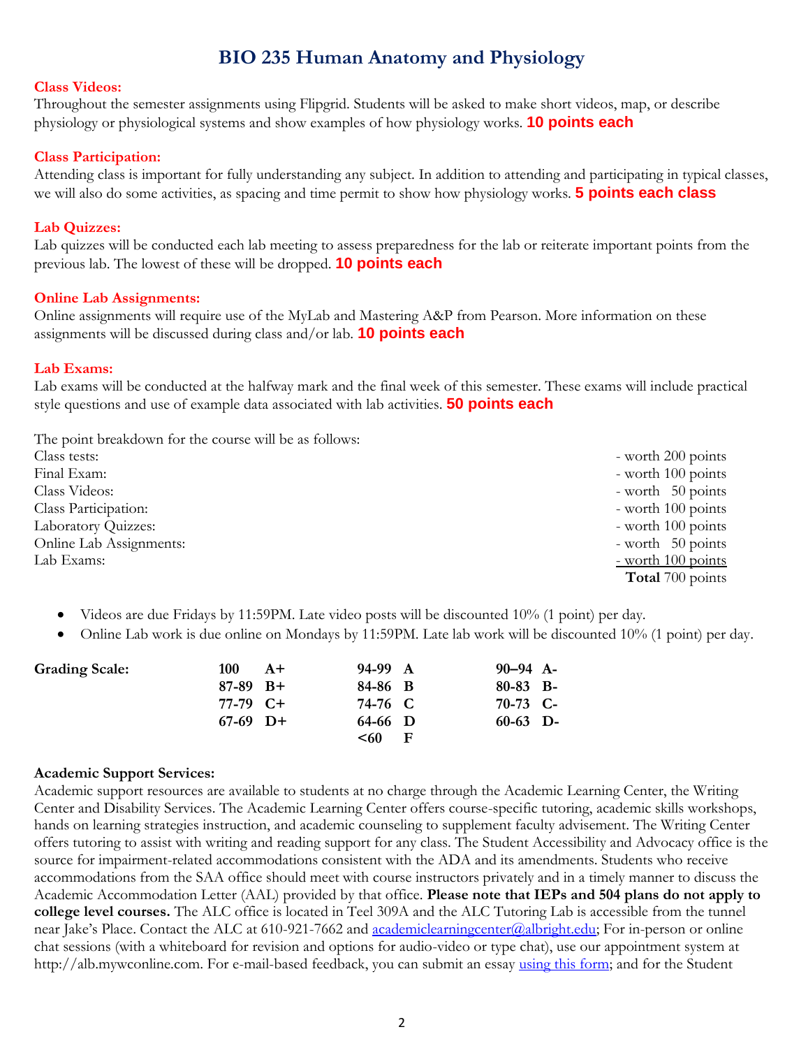# BIO 235 Human Anatomy and Physiology

**Class Videos:**
Throughout the semester assignments using Flipgrid. Students will be asked to make short videos, map, or describe physiology or physiological systems and show examples of how physiology works. **10 points each**

**Class Participation:**
Attending class is important for fully understanding any subject. In addition to attending and participating in typical classes, we will also do some activities, as spacing and time permit to show how physiology works. **5 points each class**

**Lab Quizzes:**
Lab quizzes will be conducted each lab meeting to assess preparedness for the lab or reiterate important points from the previous lab. The lowest of these will be dropped. **10 points each**

**Online Lab Assignments:**
Online assignments will require use of the MyLab and Mastering A&P from Pearson. More information on these assignments will be discussed during class and/or lab. **10 points each**

**Lab Exams:**
Lab exams will be conducted at the halfway mark and the final week of this semester. These exams will include practical style questions and use of example data associated with lab activities. **50 points each**

The point breakdown for the course will be as follows:

| | |
|---|---|
| Class tests: | - worth 200 points |
| Final Exam: | - worth 100 points |
| Class Videos: | - worth 50 points |
| Class Participation: | - worth 100 points |
| Laboratory Quizzes: | - worth 100 points |
| Online Lab Assignments: | - worth 50 points |
| Lab Exams: | - worth 100 points |
| | **Total** 700 points |

- Videos are due Fridays by 11:59PM. Late video posts will be discounted 10% (1 point) per day.
- Online Lab work is due online on Mondays by 11:59PM. Late lab work will be discounted 10% (1 point) per day.

**Grading Scale:**

| | | |
|---|---|---|
| **100 A+** | **94-99 A** | **90–94 A-** |
| **87-89 B+** | **84-86 B** | **80-83 B-** |
| **77-79 C+** | **74-76 C** | **70-73 C-** |
| **67-69 D+** | **64-66 D** | **60-63 D-** |
| | **<60 F** | |

**Academic Support Services:**
Academic support resources are available to students at no charge through the Academic Learning Center, the Writing Center and Disability Services. The Academic Learning Center offers course-specific tutoring, academic skills workshops, hands on learning strategies instruction, and academic counseling to supplement faculty advisement. The Writing Center offers tutoring to assist with writing and reading support for any class. The Student Accessibility and Advocacy office is the source for impairment-related accommodations consistent with the ADA and its amendments. Students who receive accommodations from the SAA office should meet with course instructors privately and in a timely manner to discuss the Academic Accommodation Letter (AAL) provided by that office. **Please note that IEPs and 504 plans do not apply to college level courses.** The ALC office is located in Teel 309A and the ALC Tutoring Lab is accessible from the tunnel near Jake's Place. Contact the ALC at 610-921-7662 and academiclearningcenter@albright.edu; For in-person or online chat sessions (with a whiteboard for revision and options for audio-video or type chat), use our appointment system at http://alb.mywconline.com. For e-mail-based feedback, you can submit an essay using this form; and for the Student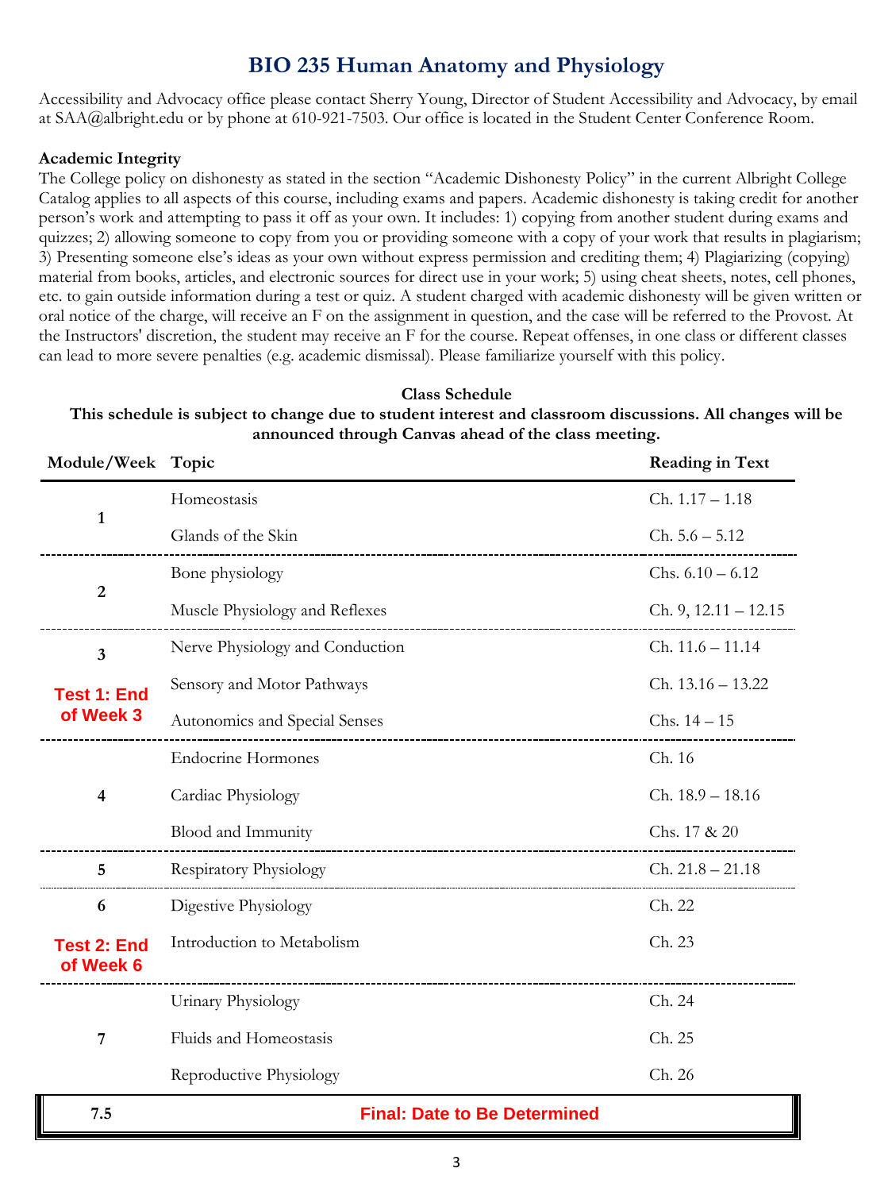# BIO 235 Human Anatomy and Physiology

Accessibility and Advocacy office please contact Sherry Young, Director of Student Accessibility and Advocacy, by email at SAA@albright.edu or by phone at 610-921-7503. Our office is located in the Student Center Conference Room.

**Academic Integrity**

The College policy on dishonesty as stated in the section "Academic Dishonesty Policy" in the current Albright College Catalog applies to all aspects of this course, including exams and papers. Academic dishonesty is taking credit for another person's work and attempting to pass it off as your own. It includes: 1) copying from another student during exams and quizzes; 2) allowing someone to copy from you or providing someone with a copy of your work that results in plagiarism; 3) Presenting someone else's ideas as your own without express permission and crediting them; 4) Plagiarizing (copying) material from books, articles, and electronic sources for direct use in your work; 5) using cheat sheets, notes, cell phones, etc. to gain outside information during a test or quiz. A student charged with academic dishonesty will be given written or oral notice of the charge, will receive an F on the assignment in question, and the case will be referred to the Provost. At the Instructors' discretion, the student may receive an F for the course. Repeat offenses, in one class or different classes can lead to more severe penalties (e.g. academic dismissal). Please familiarize yourself with this policy.

**Class Schedule**

**This schedule is subject to change due to student interest and classroom discussions. All changes will be announced through Canvas ahead of the class meeting.**

| Module/Week | Topic | Reading in Text |
|---|---|---|
| 1 | Homeostasis | Ch. 1.17 – 1.18 |
| | Glands of the Skin | Ch. 5.6 – 5.12 |
| 2 | Bone physiology | Chs. 6.10 – 6.12 |
| | Muscle Physiology and Reflexes | Ch. 9, 12.11 – 12.15 |
| 3 | Nerve Physiology and Conduction | Ch. 11.6 – 11.14 |
| **Test 1: End of Week 3** | Sensory and Motor Pathways | Ch. 13.16 – 13.22 |
| | Autonomics and Special Senses | Chs. 14 – 15 |
| 4 | Endocrine Hormones | Ch. 16 |
| | Cardiac Physiology | Ch. 18.9 – 18.16 |
| | Blood and Immunity | Chs. 17 & 20 |
| 5 | Respiratory Physiology | Ch. 21.8 – 21.18 |
| 6 | Digestive Physiology | Ch. 22 |
| **Test 2: End of Week 6** | Introduction to Metabolism | Ch. 23 |
| 7 | Urinary Physiology | Ch. 24 |
| | Fluids and Homeostasis | Ch. 25 |
| | Reproductive Physiology | Ch. 26 |
| 7.5 | **Final: Date to Be Determined** | |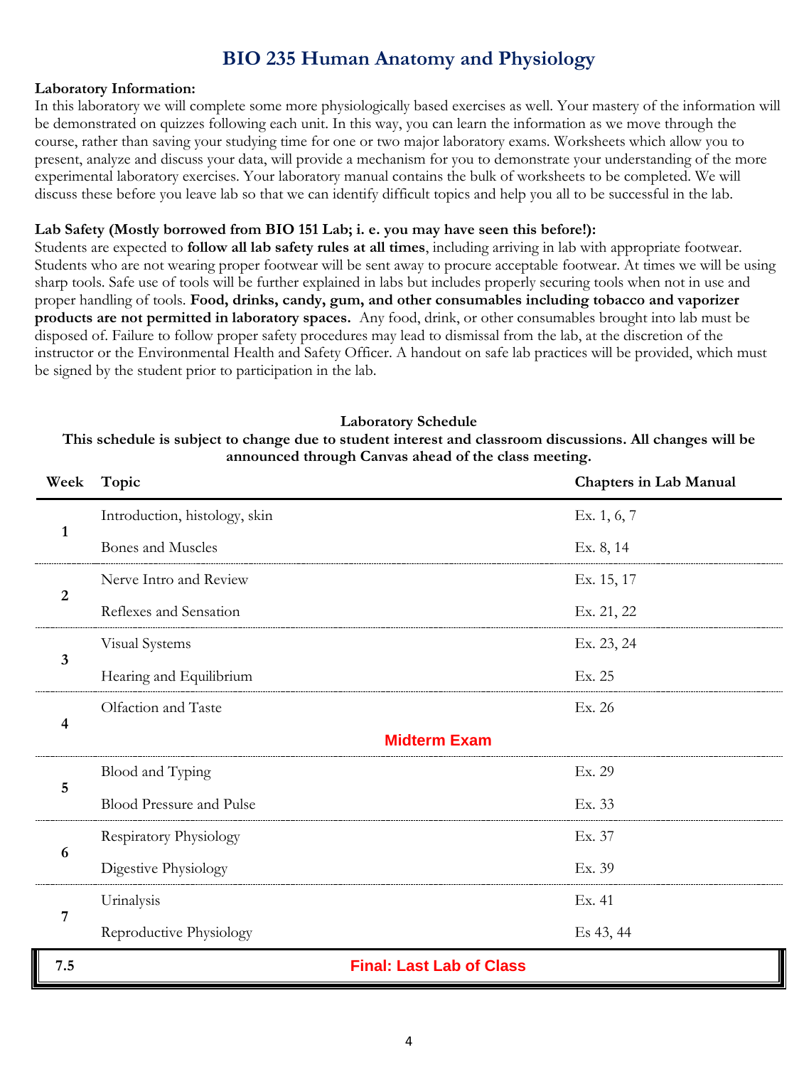# BIO 235 Human Anatomy and Physiology

**Laboratory Information:**

In this laboratory we will complete some more physiologically based exercises as well. Your mastery of the information will be demonstrated on quizzes following each unit. In this way, you can learn the information as we move through the course, rather than saving your studying time for one or two major laboratory exams. Worksheets which allow you to present, analyze and discuss your data, will provide a mechanism for you to demonstrate your understanding of the more experimental laboratory exercises. Your laboratory manual contains the bulk of worksheets to be completed. We will discuss these before you leave lab so that we can identify difficult topics and help you all to be successful in the lab.

**Lab Safety (Mostly borrowed from BIO 151 Lab; i. e. you may have seen this before!):**

Students are expected to **follow all lab safety rules at all times**, including arriving in lab with appropriate footwear. Students who are not wearing proper footwear will be sent away to procure acceptable footwear. At times we will be using sharp tools. Safe use of tools will be further explained in labs but includes properly securing tools when not in use and proper handling of tools. **Food, drinks, candy, gum, and other consumables including tobacco and vaporizer products are not permitted in laboratory spaces.** Any food, drink, or other consumables brought into lab must be disposed of. Failure to follow proper safety procedures may lead to dismissal from the lab, at the discretion of the instructor or the Environmental Health and Safety Officer. A handout on safe lab practices will be provided, which must be signed by the student prior to participation in the lab.

**Laboratory Schedule**

**This schedule is subject to change due to student interest and classroom discussions. All changes will be announced through Canvas ahead of the class meeting.**

| Week | Topic | Chapters in Lab Manual |
|---|---|---|
| 1 | Introduction, histology, skin | Ex. 1, 6, 7 |
| | Bones and Muscles | Ex. 8, 14 |
| 2 | Nerve Intro and Review | Ex. 15, 17 |
| | Reflexes and Sensation | Ex. 21, 22 |
| 3 | Visual Systems | Ex. 23, 24 |
| | Hearing and Equilibrium | Ex. 25 |
| 4 | Olfaction and Taste | Ex. 26 |
| | **Midterm Exam** | |
| 5 | Blood and Typing | Ex. 29 |
| | Blood Pressure and Pulse | Ex. 33 |
| 6 | Respiratory Physiology | Ex. 37 |
| | Digestive Physiology | Ex. 39 |
| 7 | Urinalysis | Ex. 41 |
| | Reproductive Physiology | Es 43, 44 |
| 7.5 | **Final: Last Lab of Class** | |